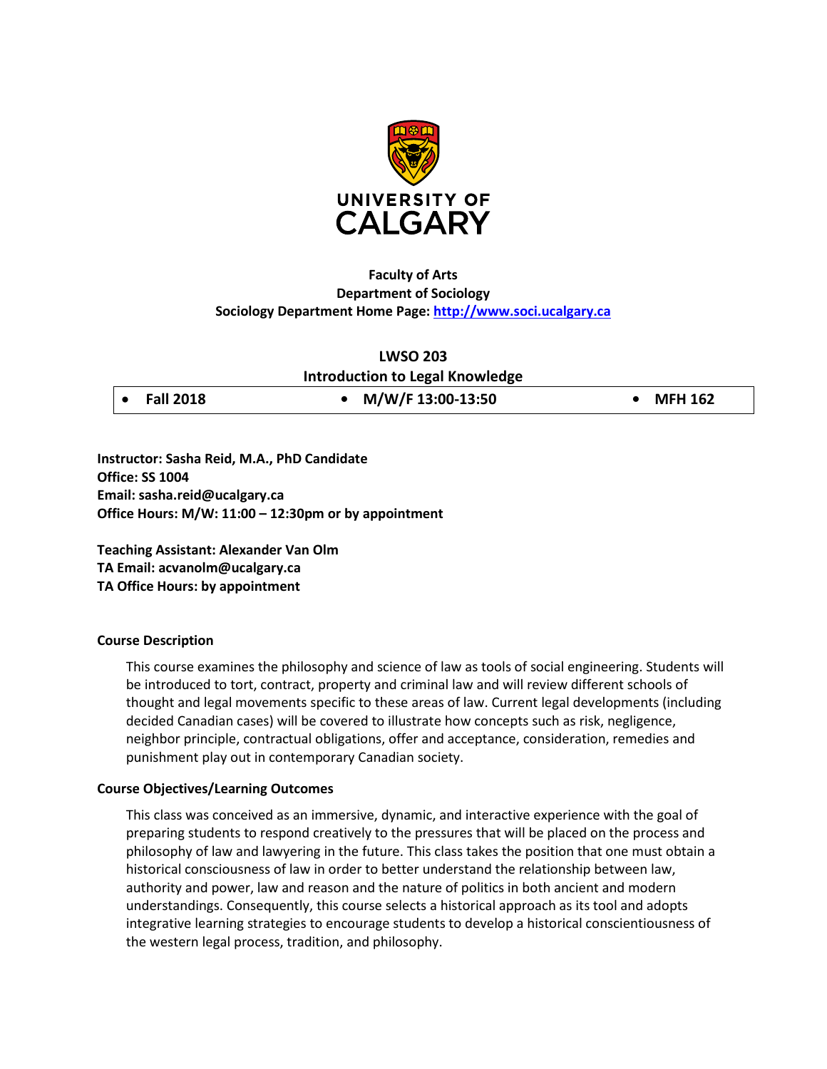**UNIVERSITY OF CALGARY**

**Faculty of Arts**
**Department of Sociology**
**Sociology Department Home Page: [http://www.soci.ucalgary.ca](http://www.soci.ucalgary.ca)**

# LWSO 203
## Introduction to Legal Knowledge

| • Fall 2018 | • M/W/F 13:00-13:50 | • MFH 162 |
|---|---|---|

**Instructor: Sasha Reid, M.A., PhD Candidate**
**Office: SS 1004**
**Email: sasha.reid@ucalgary.ca**
**Office Hours: M/W: 11:00 – 12:30pm or by appointment**

**Teaching Assistant: Alexander Van Olm**
**TA Email: acvanolm@ucalgary.ca**
**TA Office Hours: by appointment**

### Course Description

This course examines the philosophy and science of law as tools of social engineering. Students will be introduced to tort, contract, property and criminal law and will review different schools of thought and legal movements specific to these areas of law. Current legal developments (including decided Canadian cases) will be covered to illustrate how concepts such as risk, negligence, neighbor principle, contractual obligations, offer and acceptance, consideration, remedies and punishment play out in contemporary Canadian society.

### Course Objectives/Learning Outcomes

This class was conceived as an immersive, dynamic, and interactive experience with the goal of preparing students to respond creatively to the pressures that will be placed on the process and philosophy of law and lawyering in the future. This class takes the position that one must obtain a historical consciousness of law in order to better understand the relationship between law, authority and power, law and reason and the nature of politics in both ancient and modern understandings. Consequently, this course selects a historical approach as its tool and adopts integrative learning strategies to encourage students to develop a historical conscientiousness of the western legal process, tradition, and philosophy.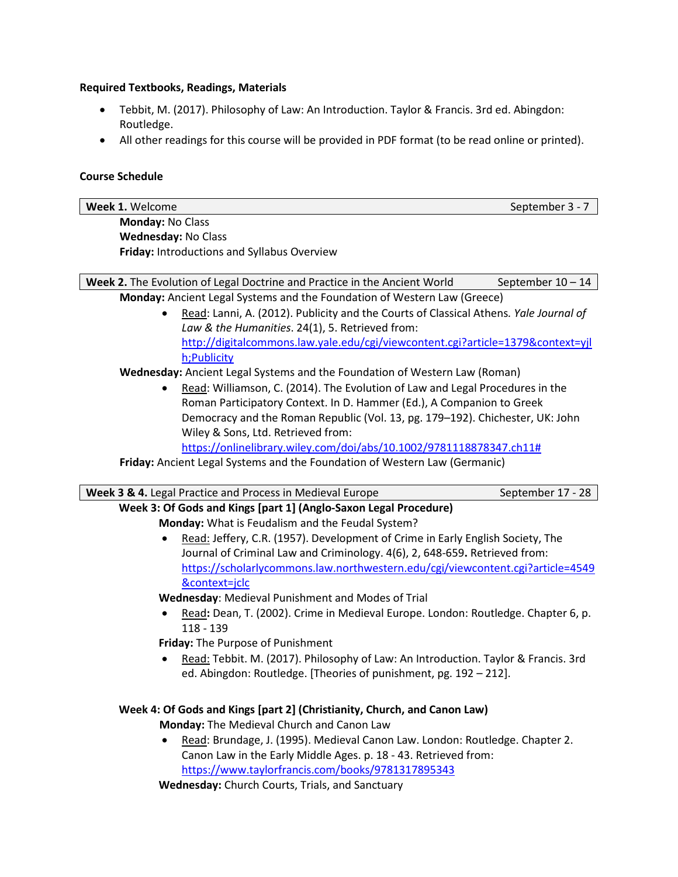**Required Textbooks, Readings, Materials**

- Tebbit, M. (2017). Philosophy of Law: An Introduction. Taylor & Francis. 3rd ed. Abingdon: Routledge.
- All other readings for this course will be provided in PDF format (to be read online or printed).

**Course Schedule**

**Week 1.** Welcome — September 3 - 7

**Monday:** No Class
**Wednesday:** No Class
**Friday:** Introductions and Syllabus Overview

**Week 2.** The Evolution of Legal Doctrine and Practice in the Ancient World — September 10 – 14

**Monday:** Ancient Legal Systems and the Foundation of Western Law (Greece)

- Read: Lanni, A. (2012). Publicity and the Courts of Classical Athens. *Yale Journal of Law & the Humanities*. 24(1), 5. Retrieved from: http://digitalcommons.law.yale.edu/cgi/viewcontent.cgi?article=1379&context=yjlh;Publicity

**Wednesday:** Ancient Legal Systems and the Foundation of Western Law (Roman)

- Read: Williamson, C. (2014). The Evolution of Law and Legal Procedures in the Roman Participatory Context. In D. Hammer (Ed.), A Companion to Greek Democracy and the Roman Republic (Vol. 13, pg. 179–192). Chichester, UK: John Wiley & Sons, Ltd. Retrieved from: https://onlinelibrary.wiley.com/doi/abs/10.1002/9781118878347.ch11#

**Friday:** Ancient Legal Systems and the Foundation of Western Law (Germanic)

**Week 3 & 4.** Legal Practice and Process in Medieval Europe — September 17 - 28

**Week 3: Of Gods and Kings [part 1] (Anglo-Saxon Legal Procedure)**

**Monday:** What is Feudalism and the Feudal System?

- Read: Jeffery, C.R. (1957). Development of Crime in Early English Society, The Journal of Criminal Law and Criminology. 4(6), 2, 648-659**.** Retrieved from: https://scholarlycommons.law.northwestern.edu/cgi/viewcontent.cgi?article=4549&context=jclc

**Wednesday**: Medieval Punishment and Modes of Trial

- Read**:** Dean, T. (2002). Crime in Medieval Europe. London: Routledge. Chapter 6, p. 118 - 139

**Friday:** The Purpose of Punishment

- Read: Tebbit. M. (2017). Philosophy of Law: An Introduction. Taylor & Francis. 3rd ed. Abingdon: Routledge. [Theories of punishment, pg. 192 – 212].

**Week 4: Of Gods and Kings [part 2] (Christianity, Church, and Canon Law)**

**Monday:** The Medieval Church and Canon Law

- Read: Brundage, J. (1995). Medieval Canon Law. London: Routledge. Chapter 2. Canon Law in the Early Middle Ages. p. 18 - 43. Retrieved from: https://www.taylorfrancis.com/books/9781317895343

**Wednesday:** Church Courts, Trials, and Sanctuary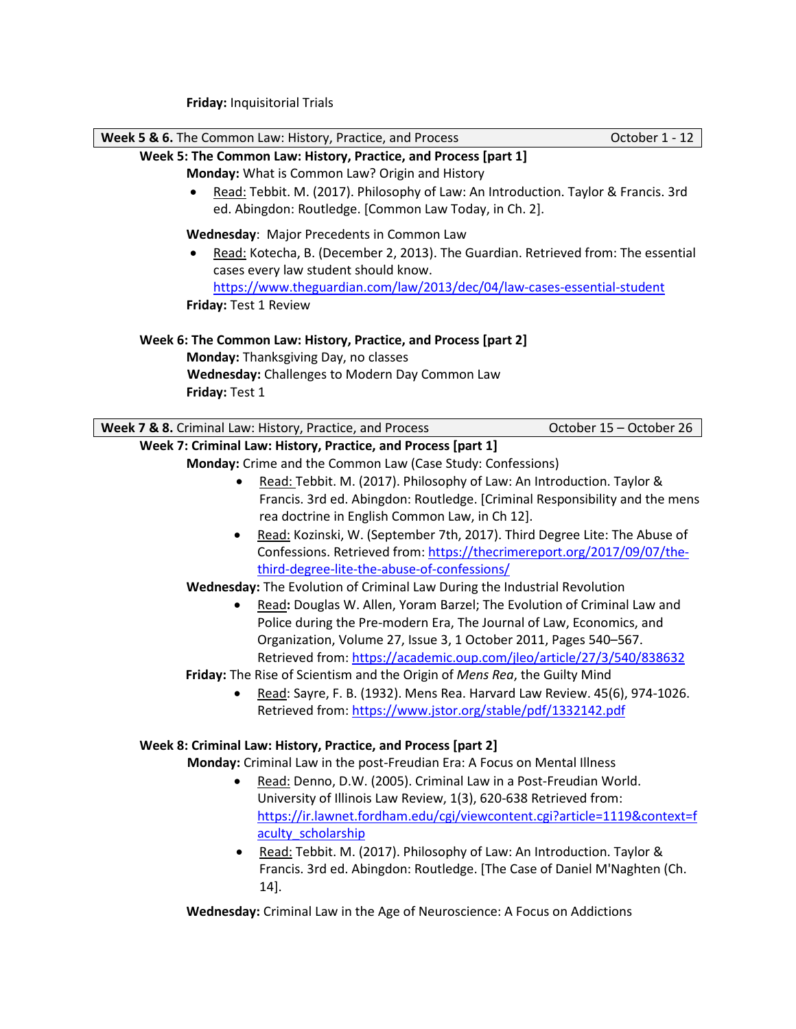**Friday:** Inquisitorial Trials

| **Week 5 & 6.** The Common Law: History, Practice, and Process | October 1 - 12 |
|---|---|

**Week 5: The Common Law: History, Practice, and Process [part 1]**

**Monday:** What is Common Law? Origin and History

- Read: Tebbit. M. (2017). Philosophy of Law: An Introduction. Taylor & Francis. 3rd ed. Abingdon: Routledge. [Common Law Today, in Ch. 2].

**Wednesday**: Major Precedents in Common Law

- Read: Kotecha, B. (December 2, 2013). The Guardian. Retrieved from: The essential cases every law student should know. https://www.theguardian.com/law/2013/dec/04/law-cases-essential-student

**Friday:** Test 1 Review

**Week 6: The Common Law: History, Practice, and Process [part 2]**

**Monday:** Thanksgiving Day, no classes

**Wednesday:** Challenges to Modern Day Common Law

**Friday:** Test 1

| **Week 7 & 8.** Criminal Law: History, Practice, and Process | October 15 – October 26 |
|---|---|

**Week 7: Criminal Law: History, Practice, and Process [part 1]**

**Monday:** Crime and the Common Law (Case Study: Confessions)

- Read: Tebbit. M. (2017). Philosophy of Law: An Introduction. Taylor & Francis. 3rd ed. Abingdon: Routledge. [Criminal Responsibility and the mens rea doctrine in English Common Law, in Ch 12].
- Read: Kozinski, W. (September 7th, 2017). Third Degree Lite: The Abuse of Confessions. Retrieved from: https://thecrimereport.org/2017/09/07/the-third-degree-lite-the-abuse-of-confessions/

**Wednesday:** The Evolution of Criminal Law During the Industrial Revolution

- Read**:** Douglas W. Allen, Yoram Barzel; The Evolution of Criminal Law and Police during the Pre-modern Era, The Journal of Law, Economics, and Organization, Volume 27, Issue 3, 1 October 2011, Pages 540–567. Retrieved from: https://academic.oup.com/jleo/article/27/3/540/838632

**Friday:** The Rise of Scientism and the Origin of *Mens Rea*, the Guilty Mind

- Read: Sayre, F. B. (1932). Mens Rea. Harvard Law Review. 45(6), 974-1026. Retrieved from: https://www.jstor.org/stable/pdf/1332142.pdf

**Week 8: Criminal Law: History, Practice, and Process [part 2]**

**Monday:** Criminal Law in the post-Freudian Era: A Focus on Mental Illness

- Read: Denno, D.W. (2005). Criminal Law in a Post-Freudian World. University of Illinois Law Review, 1(3), 620-638 Retrieved from: https://ir.lawnet.fordham.edu/cgi/viewcontent.cgi?article=1119&context=faculty_scholarship
- Read: Tebbit. M. (2017). Philosophy of Law: An Introduction. Taylor & Francis. 3rd ed. Abingdon: Routledge. [The Case of Daniel M'Naghten (Ch. 14].

**Wednesday:** Criminal Law in the Age of Neuroscience: A Focus on Addictions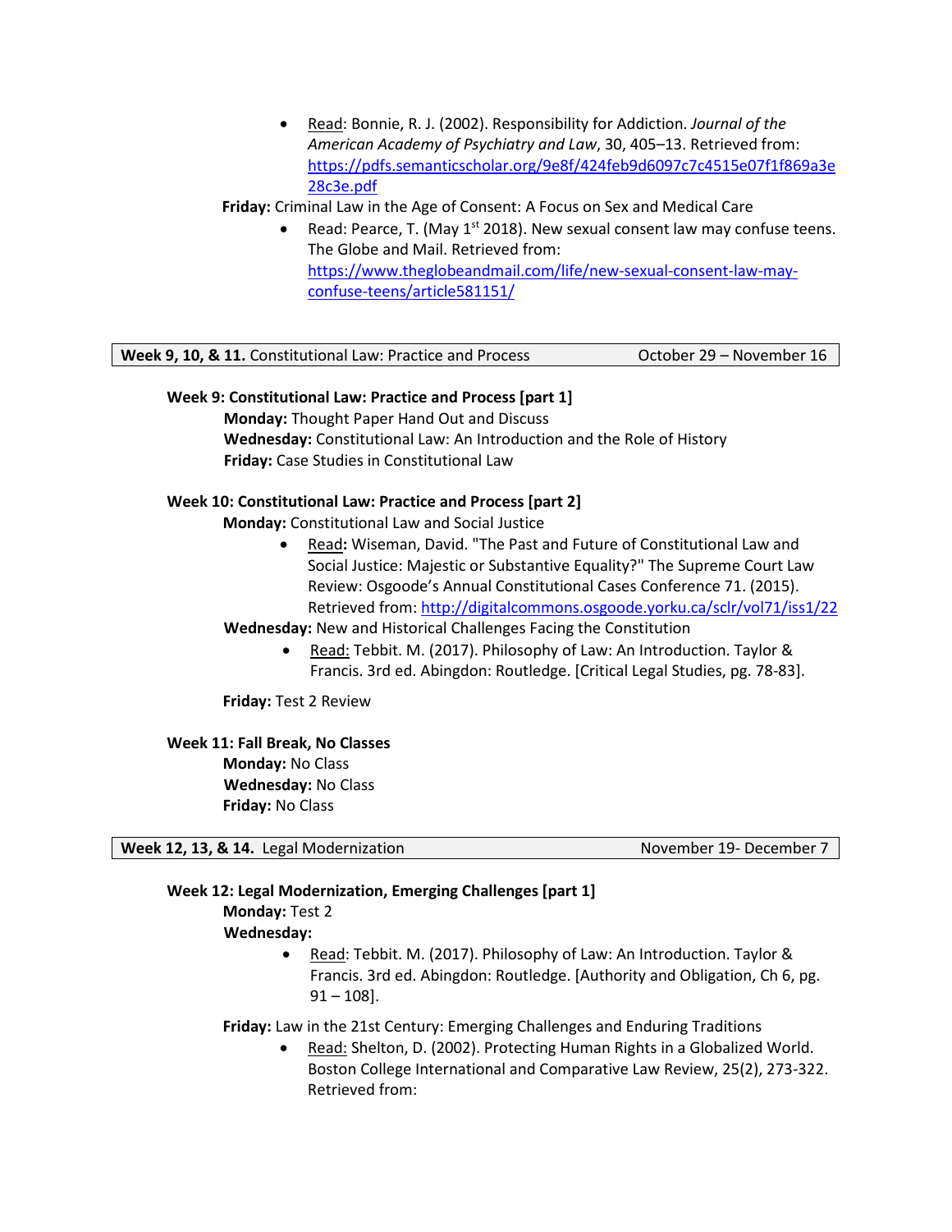- Read: Bonnie, R. J. (2002). Responsibility for Addiction. *Journal of the American Academy of Psychiatry and Law*, 30, 405–13. Retrieved from: https://pdfs.semanticscholar.org/9e8f/424feb9d6097c7c4515e07f1f869a3e28c3e.pdf

**Friday:** Criminal Law in the Age of Consent: A Focus on Sex and Medical Care

- Read: Pearce, T. (May 1st 2018). New sexual consent law may confuse teens. The Globe and Mail. Retrieved from: https://www.theglobeandmail.com/life/new-sexual-consent-law-may-confuse-teens/article581151/

| **Week 9, 10, & 11.** Constitutional Law: Practice and Process | October 29 – November 16 |
|---|---|

### Week 9: Constitutional Law: Practice and Process [part 1]

**Monday:** Thought Paper Hand Out and Discuss
**Wednesday:** Constitutional Law: An Introduction and the Role of History
**Friday:** Case Studies in Constitutional Law

### Week 10: Constitutional Law: Practice and Process [part 2]

**Monday:** Constitutional Law and Social Justice

- Read**:** Wiseman, David. "The Past and Future of Constitutional Law and Social Justice: Majestic or Substantive Equality?" The Supreme Court Law Review: Osgoode's Annual Constitutional Cases Conference 71. (2015). Retrieved from: http://digitalcommons.osgoode.yorku.ca/sclr/vol71/iss1/22

**Wednesday:** New and Historical Challenges Facing the Constitution

- Read: Tebbit. M. (2017). Philosophy of Law: An Introduction. Taylor & Francis. 3rd ed. Abingdon: Routledge. [Critical Legal Studies, pg. 78-83].

**Friday:** Test 2 Review

### Week 11: Fall Break, No Classes

**Monday:** No Class
**Wednesday:** No Class
**Friday:** No Class

| **Week 12, 13, & 14.** Legal Modernization | November 19- December 7 |
|---|---|

### Week 12: Legal Modernization, Emerging Challenges [part 1]

**Monday:** Test 2
**Wednesday:**

- Read: Tebbit. M. (2017). Philosophy of Law: An Introduction. Taylor & Francis. 3rd ed. Abingdon: Routledge. [Authority and Obligation, Ch 6, pg. 91 – 108].

**Friday:** Law in the 21st Century: Emerging Challenges and Enduring Traditions

- Read: Shelton, D. (2002). Protecting Human Rights in a Globalized World. Boston College International and Comparative Law Review, 25(2), 273-322. Retrieved from: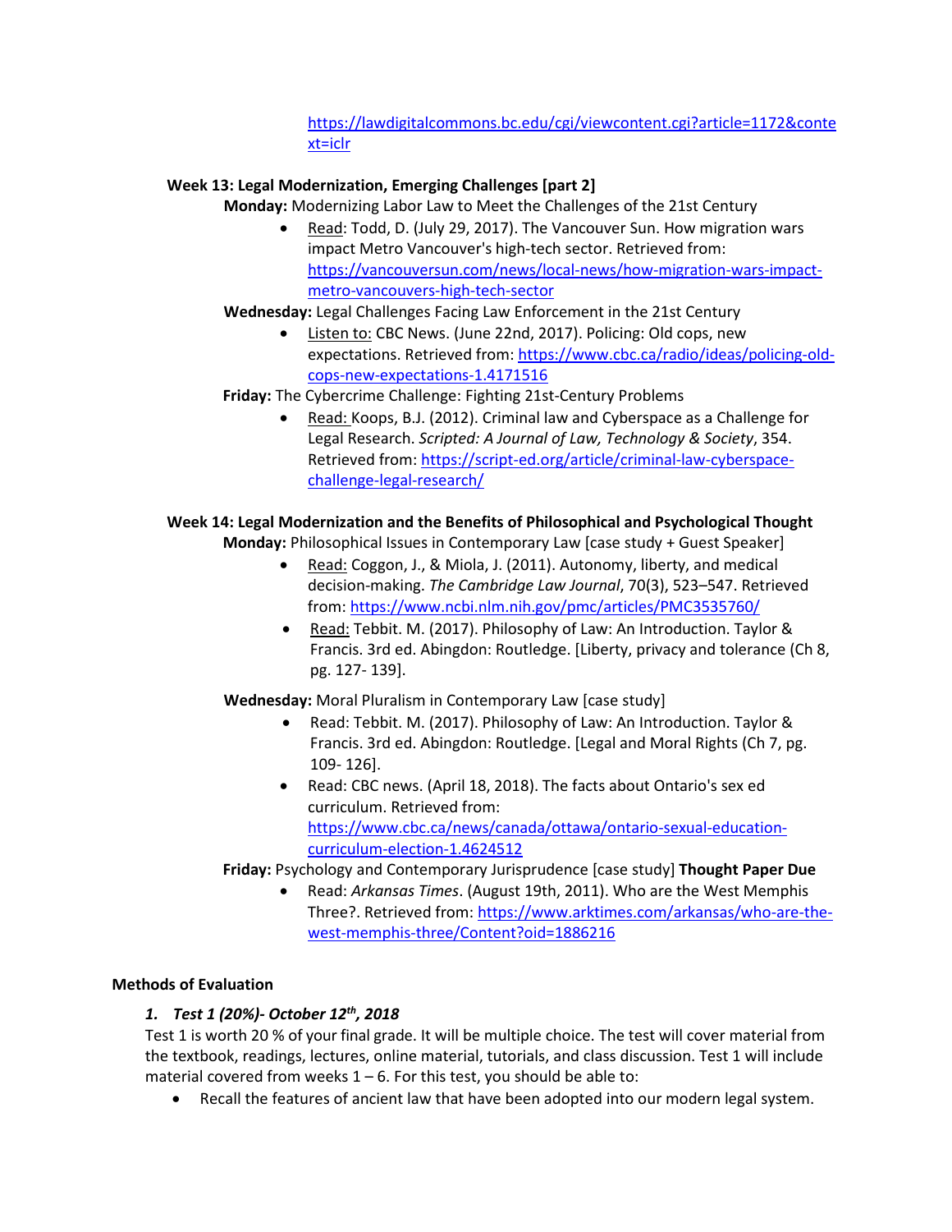https://lawdigitalcommons.bc.edu/cgi/viewcontent.cgi?article=1172&context=iclr

**Week 13: Legal Modernization, Emerging Challenges [part 2]**

**Monday:** Modernizing Labor Law to Meet the Challenges of the 21st Century

- Read: Todd, D. (July 29, 2017). The Vancouver Sun. How migration wars impact Metro Vancouver's high-tech sector. Retrieved from: https://vancouversun.com/news/local-news/how-migration-wars-impact-metro-vancouvers-high-tech-sector

**Wednesday:** Legal Challenges Facing Law Enforcement in the 21st Century

- Listen to: CBC News. (June 22nd, 2017). Policing: Old cops, new expectations. Retrieved from: https://www.cbc.ca/radio/ideas/policing-old-cops-new-expectations-1.4171516

**Friday:** The Cybercrime Challenge: Fighting 21st-Century Problems

- Read: Koops, B.J. (2012). Criminal law and Cyberspace as a Challenge for Legal Research. *Scripted: A Journal of Law, Technology & Society*, 354. Retrieved from: https://script-ed.org/article/criminal-law-cyberspace-challenge-legal-research/

**Week 14: Legal Modernization and the Benefits of Philosophical and Psychological Thought**

**Monday:** Philosophical Issues in Contemporary Law [case study + Guest Speaker]

- Read: Coggon, J., & Miola, J. (2011). Autonomy, liberty, and medical decision-making. *The Cambridge Law Journal*, 70(3), 523–547. Retrieved from: https://www.ncbi.nlm.nih.gov/pmc/articles/PMC3535760/
- Read: Tebbit. M. (2017). Philosophy of Law: An Introduction. Taylor & Francis. 3rd ed. Abingdon: Routledge. [Liberty, privacy and tolerance (Ch 8, pg. 127- 139].

**Wednesday:** Moral Pluralism in Contemporary Law [case study]

- Read: Tebbit. M. (2017). Philosophy of Law: An Introduction. Taylor & Francis. 3rd ed. Abingdon: Routledge. [Legal and Moral Rights (Ch 7, pg. 109- 126].
- Read: CBC news. (April 18, 2018). The facts about Ontario's sex ed curriculum. Retrieved from: https://www.cbc.ca/news/canada/ottawa/ontario-sexual-education-curriculum-election-1.4624512

**Friday:** Psychology and Contemporary Jurisprudence [case study] **Thought Paper Due**

- Read: *Arkansas Times*. (August 19th, 2011). Who are the West Memphis Three?. Retrieved from: https://www.arktimes.com/arkansas/who-are-the-west-memphis-three/Content?oid=1886216

**Methods of Evaluation**

1. ***Test 1 (20%)- October 12th, 2018***

Test 1 is worth 20 % of your final grade. It will be multiple choice. The test will cover material from the textbook, readings, lectures, online material, tutorials, and class discussion. Test 1 will include material covered from weeks 1 – 6. For this test, you should be able to:

- Recall the features of ancient law that have been adopted into our modern legal system.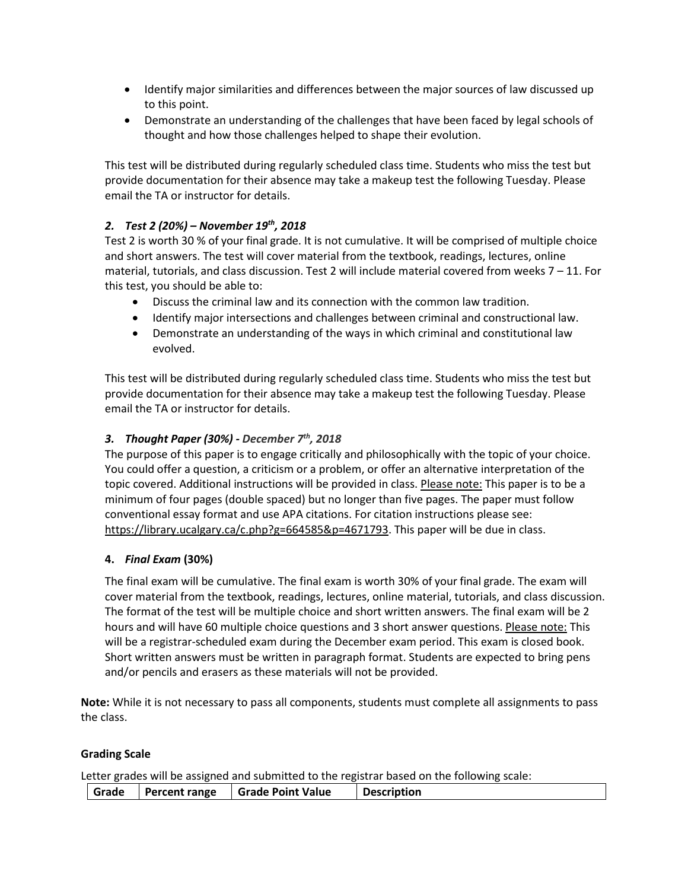- Identify major similarities and differences between the major sources of law discussed up to this point.
- Demonstrate an understanding of the challenges that have been faced by legal schools of thought and how those challenges helped to shape their evolution.

This test will be distributed during regularly scheduled class time. Students who miss the test but provide documentation for their absence may take a makeup test the following Tuesday. Please email the TA or instructor for details.

### *2. Test 2 (20%) – November 19th, 2018*

Test 2 is worth 30 % of your final grade. It is not cumulative. It will be comprised of multiple choice and short answers. The test will cover material from the textbook, readings, lectures, online material, tutorials, and class discussion. Test 2 will include material covered from weeks 7 – 11. For this test, you should be able to:

- Discuss the criminal law and its connection with the common law tradition.
- Identify major intersections and challenges between criminal and constructional law.
- Demonstrate an understanding of the ways in which criminal and constitutional law evolved.

This test will be distributed during regularly scheduled class time. Students who miss the test but provide documentation for their absence may take a makeup test the following Tuesday. Please email the TA or instructor for details.

### *3. Thought Paper (30%) - December 7th, 2018*

The purpose of this paper is to engage critically and philosophically with the topic of your choice. You could offer a question, a criticism or a problem, or offer an alternative interpretation of the topic covered. Additional instructions will be provided in class. Please note: This paper is to be a minimum of four pages (double spaced) but no longer than five pages. The paper must follow conventional essay format and use APA citations. For citation instructions please see: https://library.ucalgary.ca/c.php?g=664585&p=4671793. This paper will be due in class.

### 4. *Final Exam* (30%)

The final exam will be cumulative. The final exam is worth 30% of your final grade. The exam will cover material from the textbook, readings, lectures, online material, tutorials, and class discussion. The format of the test will be multiple choice and short written answers. The final exam will be 2 hours and will have 60 multiple choice questions and 3 short answer questions. Please note: This will be a registrar-scheduled exam during the December exam period. This exam is closed book. Short written answers must be written in paragraph format. Students are expected to bring pens and/or pencils and erasers as these materials will not be provided.

**Note:** While it is not necessary to pass all components, students must complete all assignments to pass the class.

**Grading Scale**

Letter grades will be assigned and submitted to the registrar based on the following scale:

| Grade | Percent range | Grade Point Value | Description |
|---|---|---|---|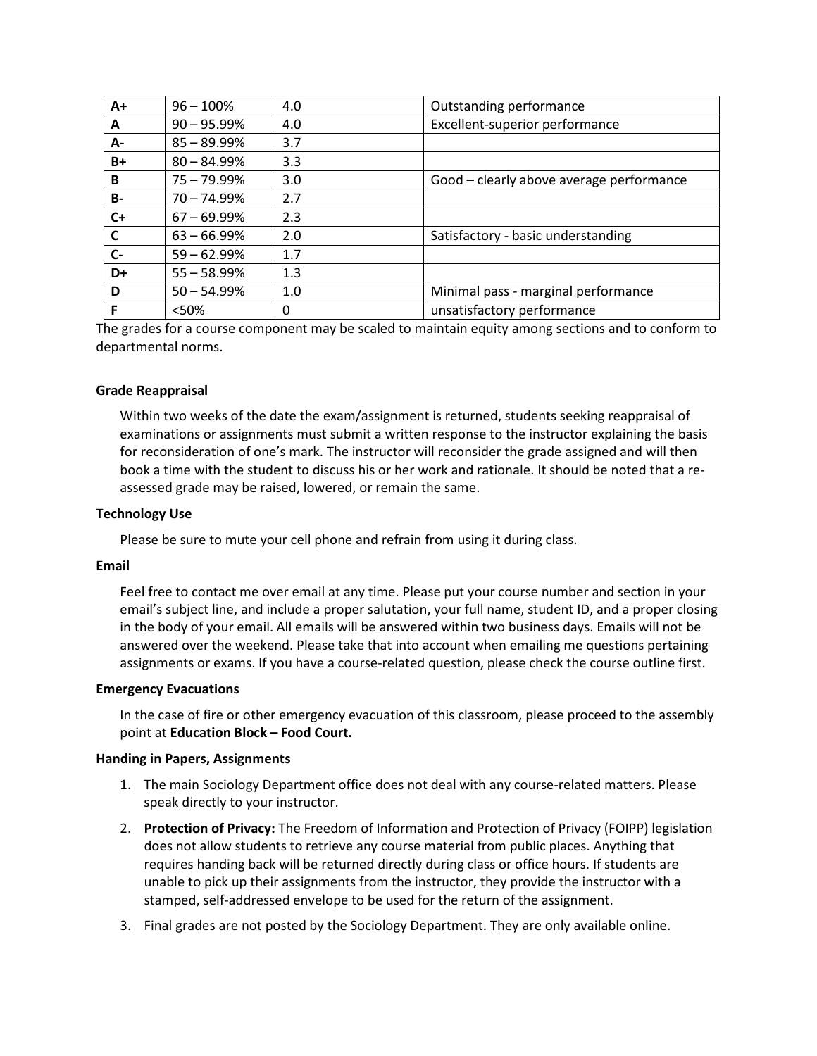| A+ | 96 – 100% | 4.0 | Outstanding performance |
|---|---|---|---|
| A | 90 – 95.99% | 4.0 | Excellent-superior performance |
| A- | 85 – 89.99% | 3.7 | |
| B+ | 80 – 84.99% | 3.3 | |
| B | 75 – 79.99% | 3.0 | Good – clearly above average performance |
| B- | 70 – 74.99% | 2.7 | |
| C+ | 67 – 69.99% | 2.3 | |
| C | 63 – 66.99% | 2.0 | Satisfactory - basic understanding |
| C- | 59 – 62.99% | 1.7 | |
| D+ | 55 – 58.99% | 1.3 | |
| D | 50 – 54.99% | 1.0 | Minimal pass - marginal performance |
| F | <50% | 0 | unsatisfactory performance |

The grades for a course component may be scaled to maintain equity among sections and to conform to departmental norms.

**Grade Reappraisal**

Within two weeks of the date the exam/assignment is returned, students seeking reappraisal of examinations or assignments must submit a written response to the instructor explaining the basis for reconsideration of one's mark. The instructor will reconsider the grade assigned and will then book a time with the student to discuss his or her work and rationale. It should be noted that a re-assessed grade may be raised, lowered, or remain the same.

**Technology Use**

Please be sure to mute your cell phone and refrain from using it during class.

**Email**

Feel free to contact me over email at any time. Please put your course number and section in your email's subject line, and include a proper salutation, your full name, student ID, and a proper closing in the body of your email. All emails will be answered within two business days. Emails will not be answered over the weekend. Please take that into account when emailing me questions pertaining assignments or exams. If you have a course-related question, please check the course outline first.

**Emergency Evacuations**

In the case of fire or other emergency evacuation of this classroom, please proceed to the assembly point at **Education Block – Food Court.**

**Handing in Papers, Assignments**

1. The main Sociology Department office does not deal with any course-related matters. Please speak directly to your instructor.
2. **Protection of Privacy:** The Freedom of Information and Protection of Privacy (FOIPP) legislation does not allow students to retrieve any course material from public places. Anything that requires handing back will be returned directly during class or office hours. If students are unable to pick up their assignments from the instructor, they provide the instructor with a stamped, self-addressed envelope to be used for the return of the assignment.
3. Final grades are not posted by the Sociology Department. They are only available online.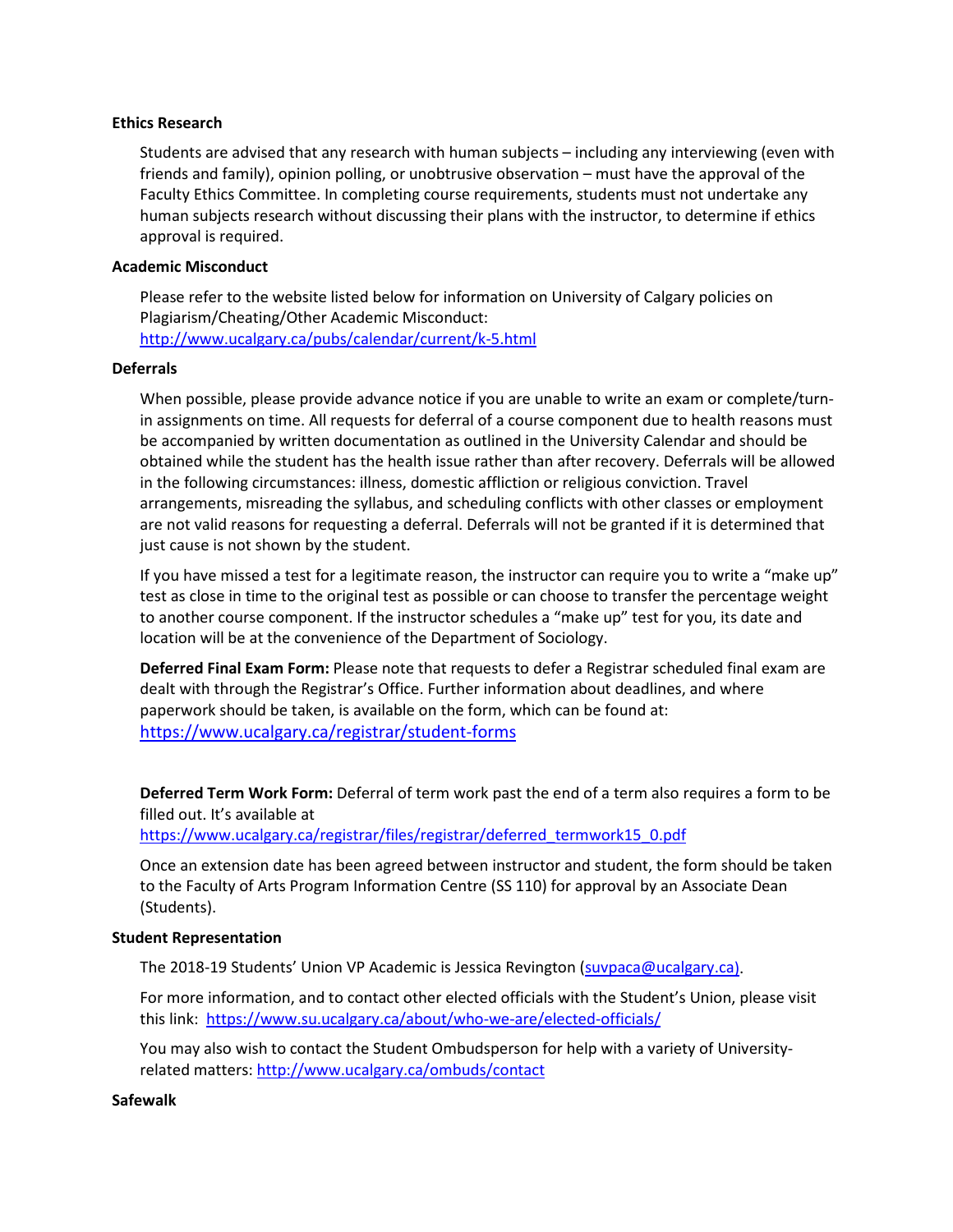### Ethics Research

Students are advised that any research with human subjects – including any interviewing (even with friends and family), opinion polling, or unobtrusive observation – must have the approval of the Faculty Ethics Committee. In completing course requirements, students must not undertake any human subjects research without discussing their plans with the instructor, to determine if ethics approval is required.

### Academic Misconduct

Please refer to the website listed below for information on University of Calgary policies on Plagiarism/Cheating/Other Academic Misconduct:
http://www.ucalgary.ca/pubs/calendar/current/k-5.html

### Deferrals

When possible, please provide advance notice if you are unable to write an exam or complete/turn-in assignments on time. All requests for deferral of a course component due to health reasons must be accompanied by written documentation as outlined in the University Calendar and should be obtained while the student has the health issue rather than after recovery. Deferrals will be allowed in the following circumstances: illness, domestic affliction or religious conviction. Travel arrangements, misreading the syllabus, and scheduling conflicts with other classes or employment are not valid reasons for requesting a deferral. Deferrals will not be granted if it is determined that just cause is not shown by the student.

If you have missed a test for a legitimate reason, the instructor can require you to write a "make up" test as close in time to the original test as possible or can choose to transfer the percentage weight to another course component. If the instructor schedules a "make up" test for you, its date and location will be at the convenience of the Department of Sociology.

**Deferred Final Exam Form:** Please note that requests to defer a Registrar scheduled final exam are dealt with through the Registrar's Office. Further information about deadlines, and where paperwork should be taken, is available on the form, which can be found at:
https://www.ucalgary.ca/registrar/student-forms

**Deferred Term Work Form:** Deferral of term work past the end of a term also requires a form to be filled out. It's available at
https://www.ucalgary.ca/registrar/files/registrar/deferred_termwork15_0.pdf

Once an extension date has been agreed between instructor and student, the form should be taken to the Faculty of Arts Program Information Centre (SS 110) for approval by an Associate Dean (Students).

### Student Representation

The 2018-19 Students' Union VP Academic is Jessica Revington (suvpaca@ucalgary.ca).

For more information, and to contact other elected officials with the Student's Union, please visit this link: https://www.su.ucalgary.ca/about/who-we-are/elected-officials/

You may also wish to contact the Student Ombudsperson for help with a variety of University-related matters: http://www.ucalgary.ca/ombuds/contact

### Safewalk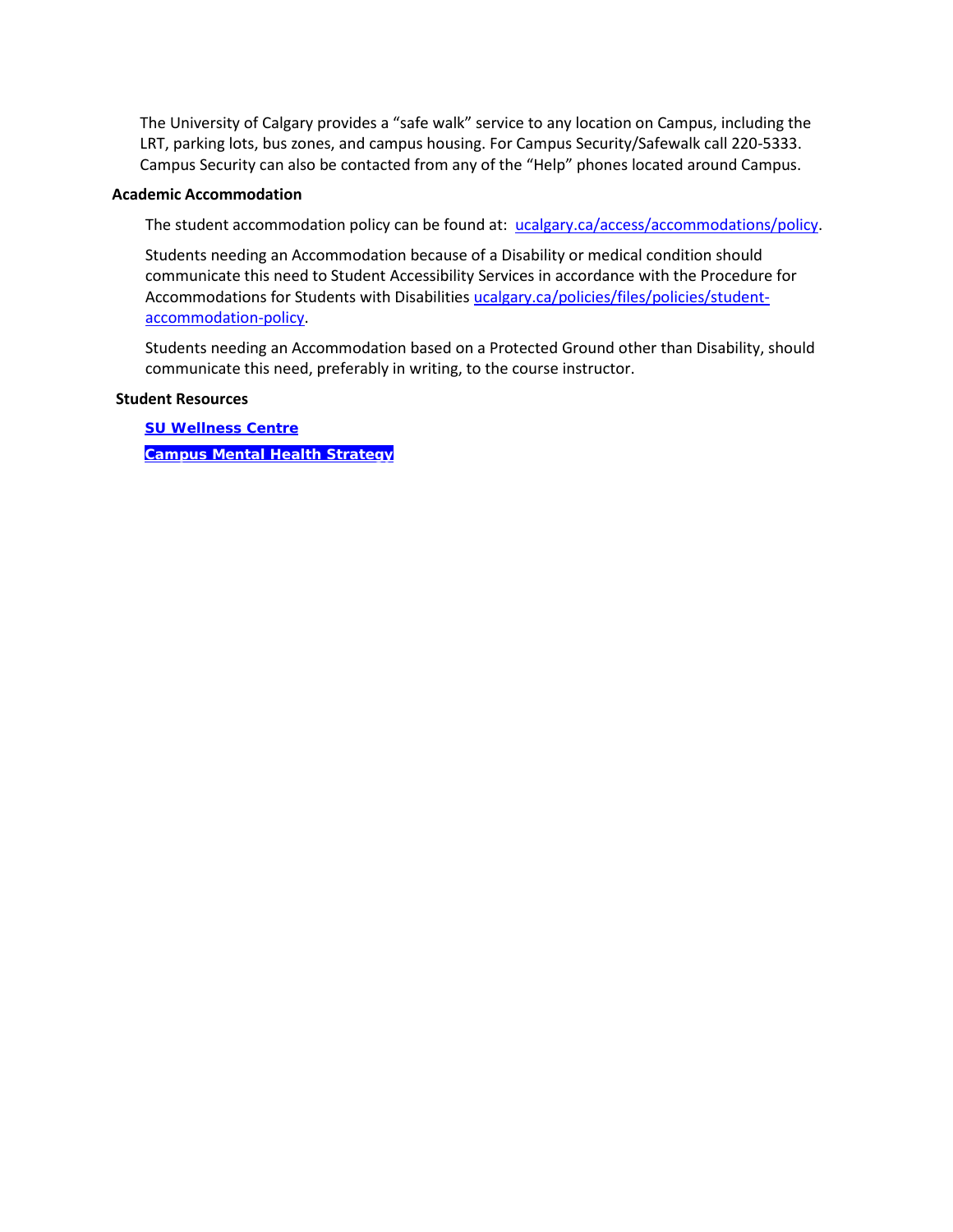The University of Calgary provides a "safe walk" service to any location on Campus, including the LRT, parking lots, bus zones, and campus housing. For Campus Security/Safewalk call 220-5333. Campus Security can also be contacted from any of the "Help" phones located around Campus.

**Academic Accommodation**

The student accommodation policy can be found at: ucalgary.ca/access/accommodations/policy.

Students needing an Accommodation because of a Disability or medical condition should communicate this need to Student Accessibility Services in accordance with the Procedure for Accommodations for Students with Disabilities ucalgary.ca/policies/files/policies/student-accommodation-policy.

Students needing an Accommodation based on a Protected Ground other than Disability, should communicate this need, preferably in writing, to the course instructor.

**Student Resources**

**SU Wellness Centre**

**Campus Mental Health Strategy**